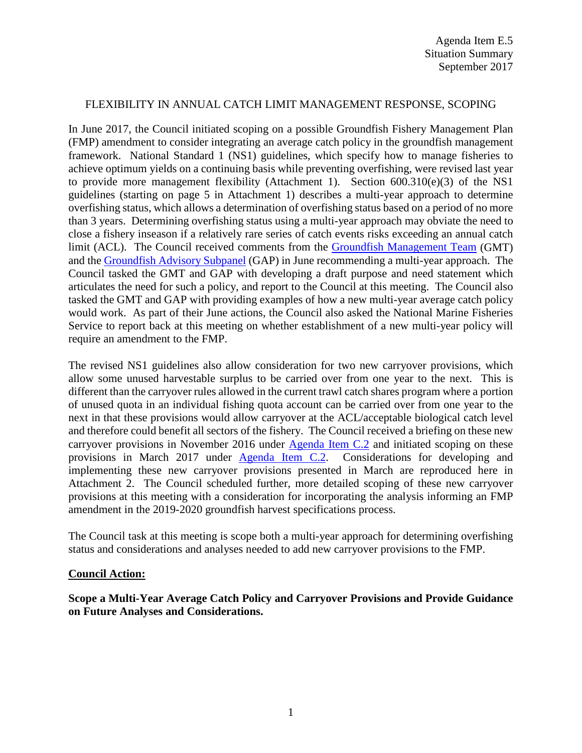Agenda Item E.5
Situation Summary
September 2017

FLEXIBILITY IN ANNUAL CATCH LIMIT MANAGEMENT RESPONSE, SCOPING

In June 2017, the Council initiated scoping on a possible Groundfish Fishery Management Plan (FMP) amendment to consider integrating an average catch policy in the groundfish management framework. National Standard 1 (NS1) guidelines, which specify how to manage fisheries to achieve optimum yields on a continuing basis while preventing overfishing, were revised last year to provide more management flexibility (Attachment 1). Section 600.310(e)(3) of the NS1 guidelines (starting on page 5 in Attachment 1) describes a multi-year approach to determine overfishing status, which allows a determination of overfishing status based on a period of no more than 3 years. Determining overfishing status using a multi-year approach may obviate the need to close a fishery inseason if a relatively rare series of catch events risks exceeding an annual catch limit (ACL). The Council received comments from the Groundfish Management Team (GMT) and the Groundfish Advisory Subpanel (GAP) in June recommending a multi-year approach. The Council tasked the GMT and GAP with developing a draft purpose and need statement which articulates the need for such a policy, and report to the Council at this meeting. The Council also tasked the GMT and GAP with providing examples of how a new multi-year average catch policy would work. As part of their June actions, the Council also asked the National Marine Fisheries Service to report back at this meeting on whether establishment of a new multi-year policy will require an amendment to the FMP.

The revised NS1 guidelines also allow consideration for two new carryover provisions, which allow some unused harvestable surplus to be carried over from one year to the next. This is different than the carryover rules allowed in the current trawl catch shares program where a portion of unused quota in an individual fishing quota account can be carried over from one year to the next in that these provisions would allow carryover at the ACL/acceptable biological catch level and therefore could benefit all sectors of the fishery. The Council received a briefing on these new carryover provisions in November 2016 under Agenda Item C.2 and initiated scoping on these provisions in March 2017 under Agenda Item C.2. Considerations for developing and implementing these new carryover provisions presented in March are reproduced here in Attachment 2. The Council scheduled further, more detailed scoping of these new carryover provisions at this meeting with a consideration for incorporating the analysis informing an FMP amendment in the 2019-2020 groundfish harvest specifications process.

The Council task at this meeting is scope both a multi-year approach for determining overfishing status and considerations and analyses needed to add new carryover provisions to the FMP.

**Council Action:**

**Scope a Multi-Year Average Catch Policy and Carryover Provisions and Provide Guidance on Future Analyses and Considerations.**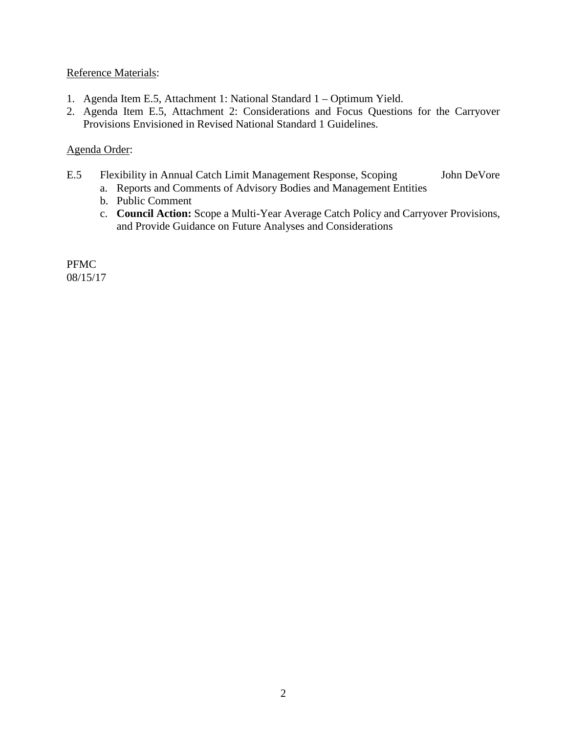Reference Materials:

1. Agenda Item E.5, Attachment 1: National Standard 1 – Optimum Yield.
2. Agenda Item E.5, Attachment 2: Considerations and Focus Questions for the Carryover Provisions Envisioned in Revised National Standard 1 Guidelines.

Agenda Order:

E.5 Flexibility in Annual Catch Limit Management Response, Scoping John DeVore

a. Reports and Comments of Advisory Bodies and Management Entities
b. Public Comment
c. **Council Action:** Scope a Multi-Year Average Catch Policy and Carryover Provisions, and Provide Guidance on Future Analyses and Considerations

PFMC
08/15/17